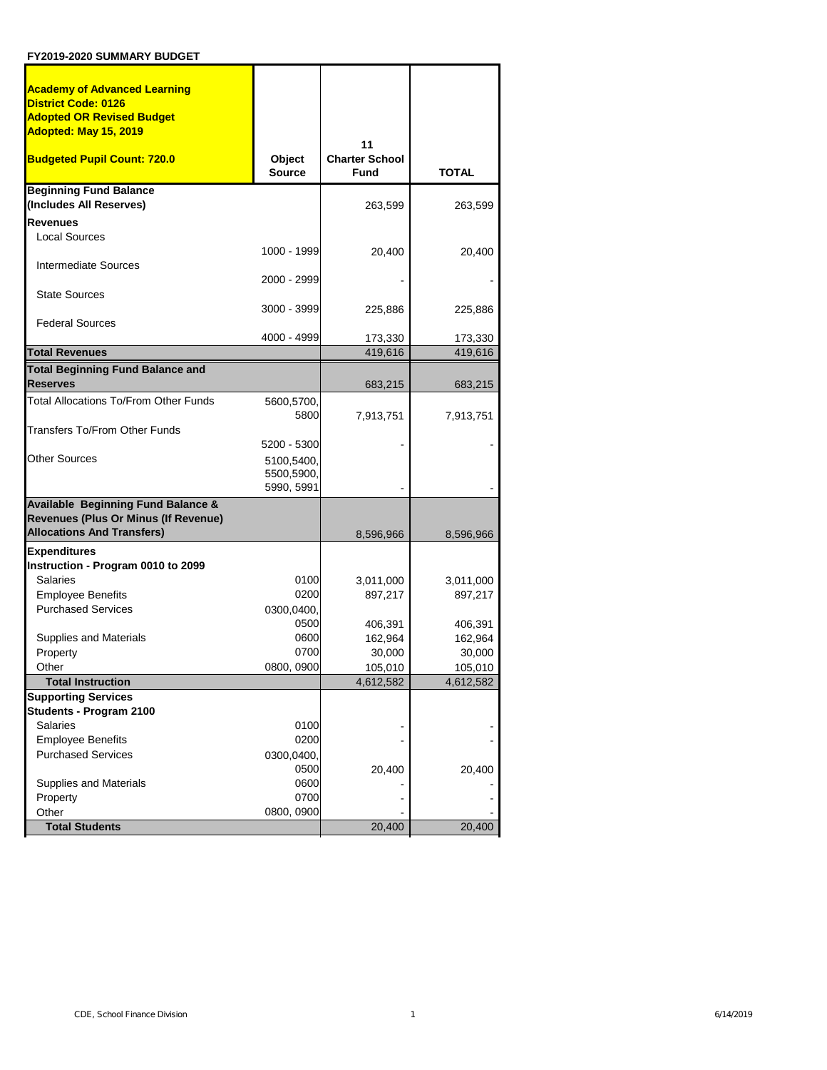**FY2019-2020 SUMMARY BUDGET**

| **Academy of Advanced Learning**<br>**District Code: 0126**<br>**Adopted OR Revised Budget**<br>**Adopted: May 15, 2019**<br><br>**Budgeted Pupil Count: 720.0** | **Object Source** | **11 Charter School Fund** | **TOTAL** |
|---|---|---|---|
| **Beginning Fund Balance (Includes All Reserves)** | | 263,599 | 263,599 |
| **Revenues** | | | |
| Local Sources | 1000 - 1999 | 20,400 | 20,400 |
| Intermediate Sources | 2000 - 2999 | - | - |
| State Sources | 3000 - 3999 | 225,886 | 225,886 |
| Federal Sources | 4000 - 4999 | 173,330 | 173,330 |
| **Total Revenues** | | 419,616 | 419,616 |
| **Total Beginning Fund Balance and Reserves** | | 683,215 | 683,215 |
| Total Allocations To/From Other Funds | 5600,5700, 5800 | 7,913,751 | 7,913,751 |
| Transfers To/From Other Funds | 5200 - 5300 | - | - |
| Other Sources | 5100,5400, 5500,5900, 5990, 5991 | - | - |
| **Available Beginning Fund Balance & Revenues (Plus Or Minus (If Revenue) Allocations And Transfers)** | | 8,596,966 | 8,596,966 |
| **Expenditures** | | | |
| **Instruction - Program 0010 to 2099** | | | |
| Salaries | 0100 | 3,011,000 | 3,011,000 |
| Employee Benefits | 0200 | 897,217 | 897,217 |
| Purchased Services | 0300,0400, 0500 | 406,391 | 406,391 |
| Supplies and Materials | 0600 | 162,964 | 162,964 |
| Property | 0700 | 30,000 | 30,000 |
| Other | 0800, 0900 | 105,010 | 105,010 |
| **Total Instruction** | | 4,612,582 | 4,612,582 |
| **Supporting Services** | | | |
| **Students - Program 2100** | | | |
| Salaries | 0100 | - | - |
| Employee Benefits | 0200 | - | - |
| Purchased Services | 0300,0400, 0500 | 20,400 | 20,400 |
| Supplies and Materials | 0600 | - | - |
| Property | 0700 | - | - |
| Other | 0800, 0900 | - | - |
| **Total Students** | | 20,400 | 20,400 |

CDE, School Finance Division 6/14/2019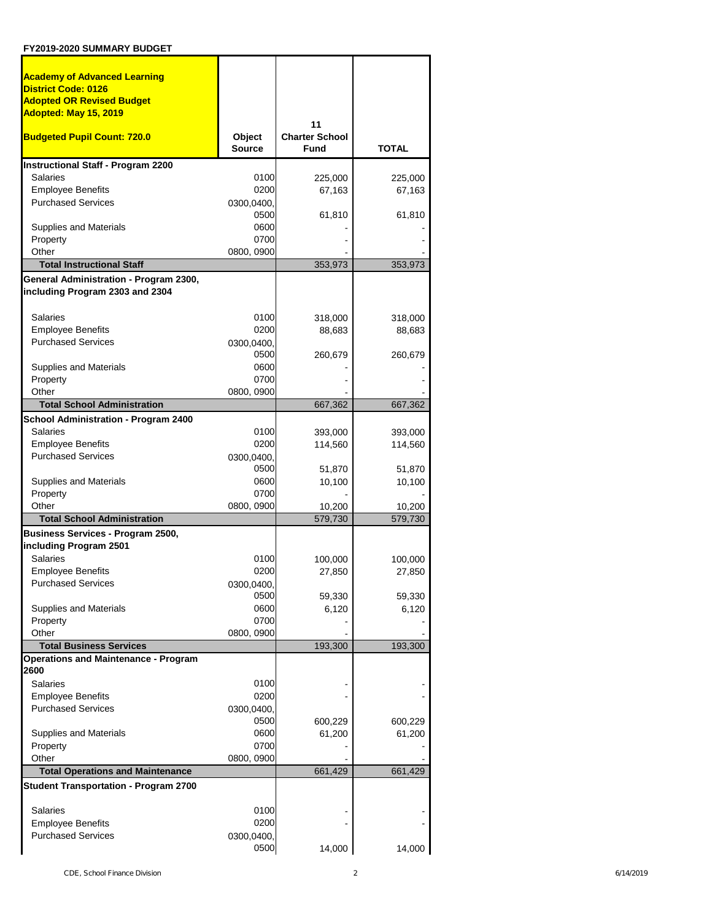**FY2019-2020 SUMMARY BUDGET**

| **Academy of Advanced Learning**<br>**District Code: 0126**<br>**Adopted OR Revised Budget**<br>**Adopted: May 15, 2019**<br><br>**Budgeted Pupil Count: 720.0** | **Object Source** | **11 Charter School Fund** | **TOTAL** |
|---|---|---|---|
| **Instructional Staff - Program 2200** | | | |
| Salaries | 0100 | 225,000 | 225,000 |
| Employee Benefits | 0200 | 67,163 | 67,163 |
| Purchased Services | 0300,0400, 0500 | 61,810 | 61,810 |
| Supplies and Materials | 0600 | - | - |
| Property | 0700 | - | - |
| Other | 0800, 0900 | - | - |
| **Total Instructional Staff** | | 353,973 | 353,973 |
| **General Administration - Program 2300, including Program 2303 and 2304** | | | |
| Salaries | 0100 | 318,000 | 318,000 |
| Employee Benefits | 0200 | 88,683 | 88,683 |
| Purchased Services | 0300,0400, 0500 | 260,679 | 260,679 |
| Supplies and Materials | 0600 | - | - |
| Property | 0700 | - | - |
| Other | 0800, 0900 | - | - |
| **Total School Administration** | | 667,362 | 667,362 |
| **School Administration - Program 2400** | | | |
| Salaries | 0100 | 393,000 | 393,000 |
| Employee Benefits | 0200 | 114,560 | 114,560 |
| Purchased Services | 0300,0400, 0500 | 51,870 | 51,870 |
| Supplies and Materials | 0600 | 10,100 | 10,100 |
| Property | 0700 | - | - |
| Other | 0800, 0900 | 10,200 | 10,200 |
| **Total School Administration** | | 579,730 | 579,730 |
| **Business Services - Program 2500, including Program 2501** | | | |
| Salaries | 0100 | 100,000 | 100,000 |
| Employee Benefits | 0200 | 27,850 | 27,850 |
| Purchased Services | 0300,0400, 0500 | 59,330 | 59,330 |
| Supplies and Materials | 0600 | 6,120 | 6,120 |
| Property | 0700 | - | - |
| Other | 0800, 0900 | - | - |
| **Total Business Services** | | 193,300 | 193,300 |
| **Operations and Maintenance - Program 2600** | | | |
| Salaries | 0100 | - | - |
| Employee Benefits | 0200 | - | - |
| Purchased Services | 0300,0400, 0500 | 600,229 | 600,229 |
| Supplies and Materials | 0600 | 61,200 | 61,200 |
| Property | 0700 | - | - |
| Other | 0800, 0900 | - | - |
| **Total Operations and Maintenance** | | 661,429 | 661,429 |
| **Student Transportation - Program 2700** | | | |
| Salaries | 0100 | - | - |
| Employee Benefits | 0200 | - | - |
| Purchased Services | 0300,0400, 0500 | 14,000 | 14,000 |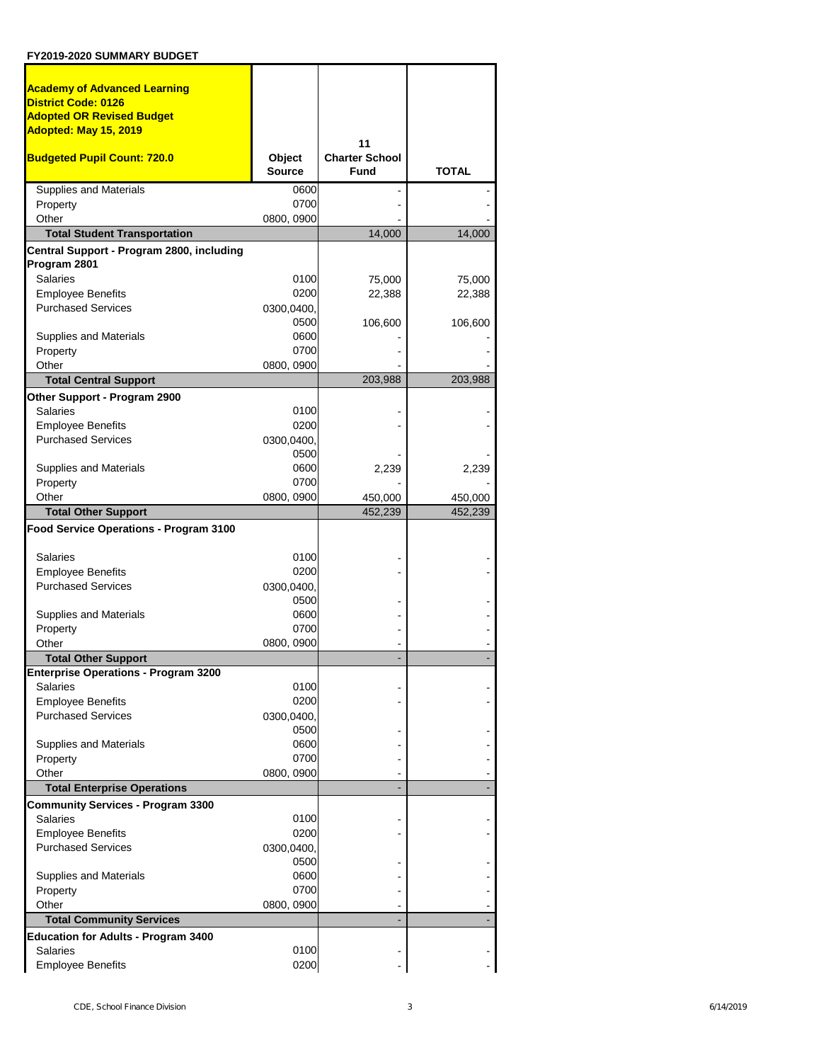**FY2019-2020 SUMMARY BUDGET**

| **Academy of Advanced Learning**<br>**District Code: 0126**<br>**Adopted OR Revised Budget**<br>**Adopted: May 15, 2019**<br><br>**Budgeted Pupil Count: 720.0** | **Object Source** | **11 Charter School Fund** | **TOTAL** |
|---|---|---|---|
| Supplies and Materials | 0600 | - | - |
| Property | 0700 | - | - |
| Other | 0800, 0900 | - | - |
| **Total Student Transportation** | | 14,000 | 14,000 |
| **Central Support - Program 2800, including Program 2801** | | | |
| Salaries | 0100 | 75,000 | 75,000 |
| Employee Benefits | 0200 | 22,388 | 22,388 |
| Purchased Services | 0300,0400, 0500 | 106,600 | 106,600 |
| Supplies and Materials | 0600 | - | - |
| Property | 0700 | - | - |
| Other | 0800, 0900 | - | - |
| **Total Central Support** | | 203,988 | 203,988 |
| **Other Support - Program 2900** | | | |
| Salaries | 0100 | - | - |
| Employee Benefits | 0200 | - | - |
| Purchased Services | 0300,0400, 0500 | - | - |
| Supplies and Materials | 0600 | 2,239 | 2,239 |
| Property | 0700 | - | - |
| Other | 0800, 0900 | 450,000 | 450,000 |
| **Total Other Support** | | 452,239 | 452,239 |
| **Food Service Operations - Program 3100** | | | |
| Salaries | 0100 | - | - |
| Employee Benefits | 0200 | - | - |
| Purchased Services | 0300,0400, 0500 | - | - |
| Supplies and Materials | 0600 | - | - |
| Property | 0700 | - | - |
| Other | 0800, 0900 | - | - |
| **Total Other Support** | | - | - |
| **Enterprise Operations - Program 3200** | | | |
| Salaries | 0100 | - | - |
| Employee Benefits | 0200 | - | - |
| Purchased Services | 0300,0400, 0500 | - | - |
| Supplies and Materials | 0600 | - | - |
| Property | 0700 | - | - |
| Other | 0800, 0900 | - | - |
| **Total Enterprise Operations** | | - | - |
| **Community Services - Program 3300** | | | |
| Salaries | 0100 | - | - |
| Employee Benefits | 0200 | - | - |
| Purchased Services | 0300,0400, 0500 | - | - |
| Supplies and Materials | 0600 | - | - |
| Property | 0700 | - | - |
| Other | 0800, 0900 | - | - |
| **Total Community Services** | | - | - |
| **Education for Adults - Program 3400** | | | |
| Salaries | 0100 | - | - |
| Employee Benefits | 0200 | - | - |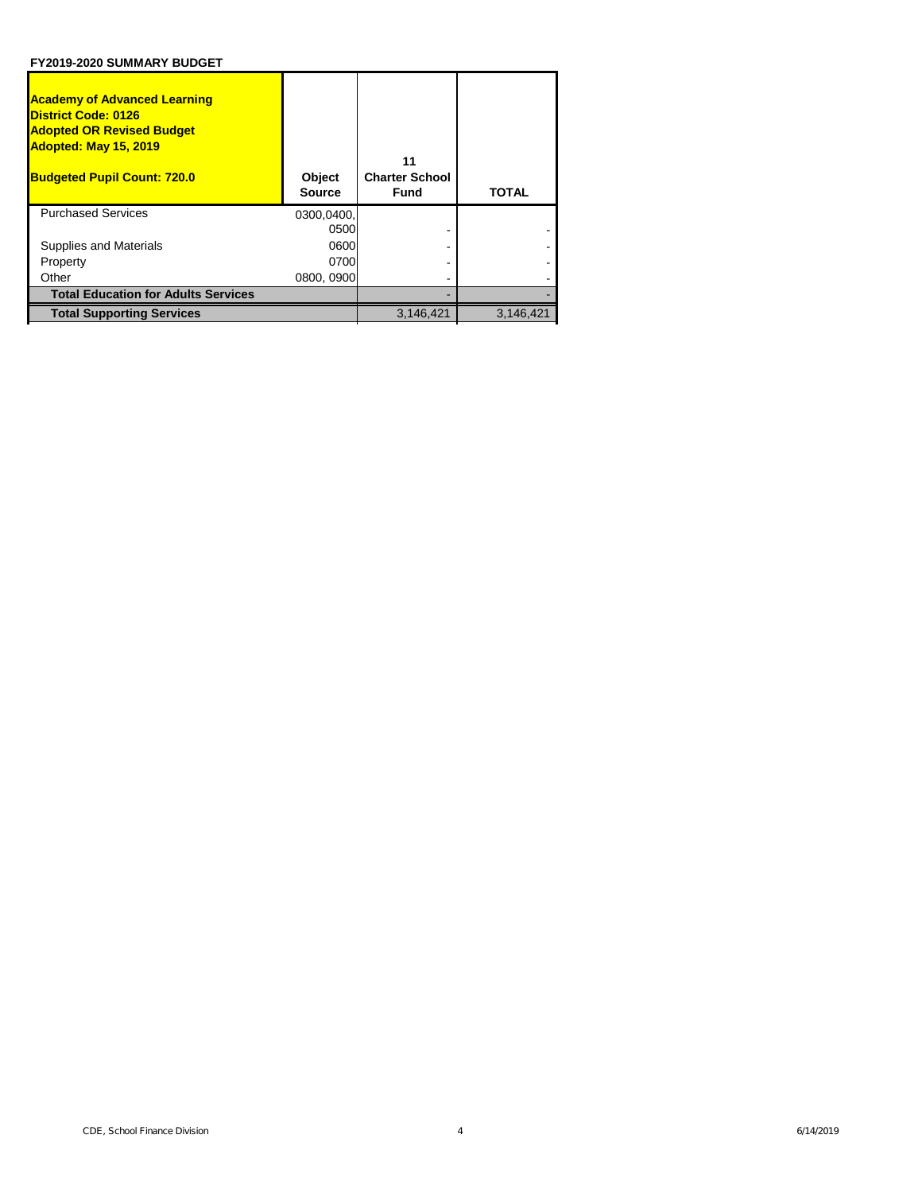**FY2019-2020 SUMMARY BUDGET**

| **Academy of Advanced Learning**<br>**District Code: 0126**<br>**Adopted OR Revised Budget**<br>**Adopted: May 15, 2019**<br><br>**Budgeted Pupil Count: 720.0** | **Object Source** | **11**<br>**Charter School Fund** | **TOTAL** |
|---|---|---|---|
| Purchased Services | 0300,0400, 0500 | - | - |
| Supplies and Materials | 0600 | - | - |
| Property | 0700 | - | - |
| Other | 0800, 0900 | - | - |
| **Total Education for Adults Services** | | - | - |
| **Total Supporting Services** | | 3,146,421 | 3,146,421 |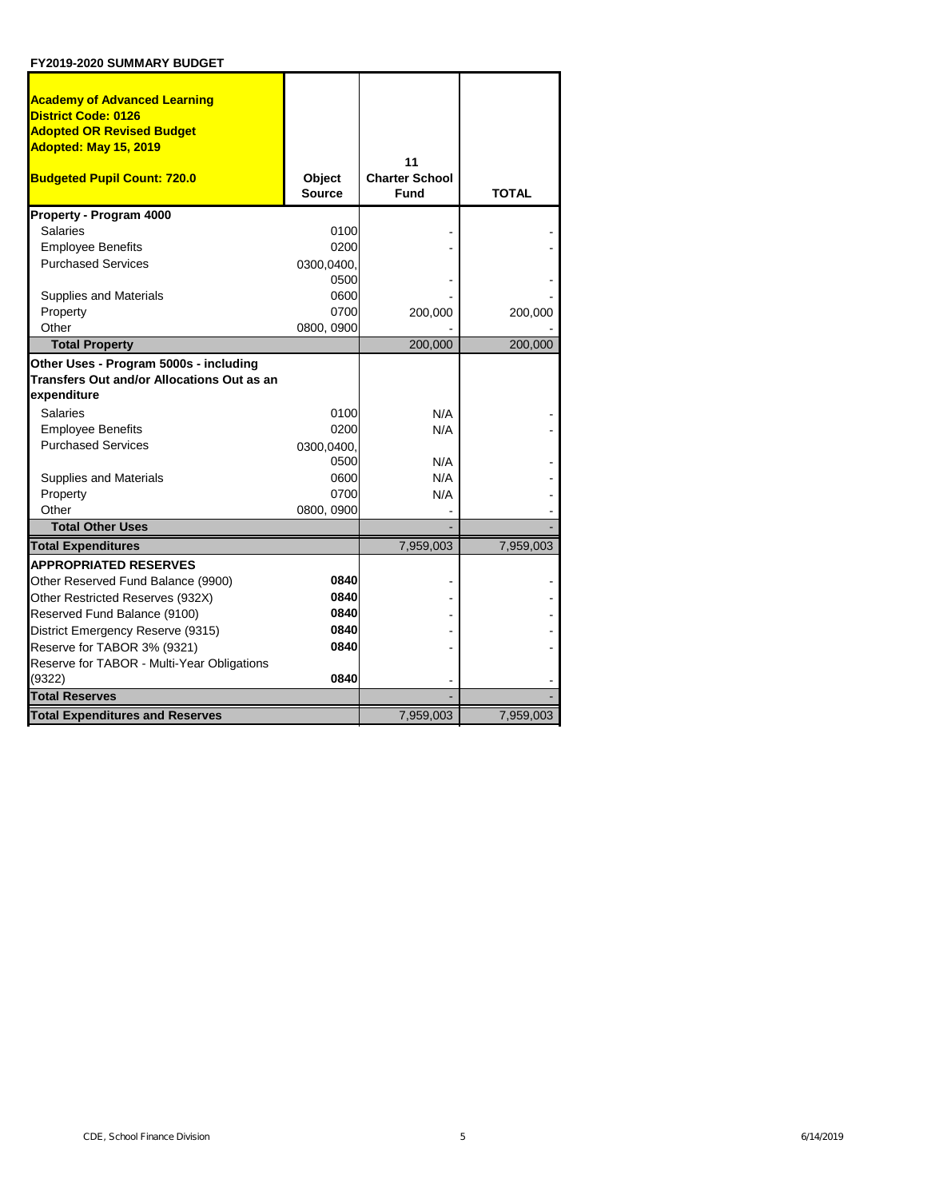**FY2019-2020 SUMMARY BUDGET**

| **Academy of Advanced Learning**<br>**District Code: 0126**<br>**Adopted OR Revised Budget**<br>**Adopted: May 15, 2019**<br><br>**Budgeted Pupil Count: 720.0** | **Object Source** | **11**<br>**Charter School Fund** | **TOTAL** |
|---|---|---|---|
| **Property - Program 4000** | | | |
| Salaries | 0100 | - | - |
| Employee Benefits | 0200 | - | - |
| Purchased Services | 0300,0400, 0500 | - | - |
| Supplies and Materials | 0600 | - | - |
| Property | 0700 | 200,000 | 200,000 |
| Other | 0800, 0900 | - | - |
| **Total Property** | | 200,000 | 200,000 |
| **Other Uses - Program 5000s - including Transfers Out and/or Allocations Out as an expenditure** | | | |
| Salaries | 0100 | N/A | - |
| Employee Benefits | 0200 | N/A | - |
| Purchased Services | 0300,0400, 0500 | N/A | - |
| Supplies and Materials | 0600 | N/A | - |
| Property | 0700 | N/A | - |
| Other | 0800, 0900 | - | - |
| **Total Other Uses** | | - | - |
| **Total Expenditures** | | 7,959,003 | 7,959,003 |
| **APPROPRIATED RESERVES** | | | |
| Other Reserved Fund Balance (9900) | **0840** | - | - |
| Other Restricted Reserves (932X) | **0840** | - | - |
| Reserved Fund Balance (9100) | **0840** | - | - |
| District Emergency Reserve (9315) | **0840** | - | - |
| Reserve for TABOR 3% (9321) | **0840** | - | - |
| Reserve for TABOR - Multi-Year Obligations (9322) | **0840** | - | - |
| **Total Reserves** | | - | - |
| **Total Expenditures and Reserves** | | 7,959,003 | 7,959,003 |

CDE, School Finance Division 6/14/2019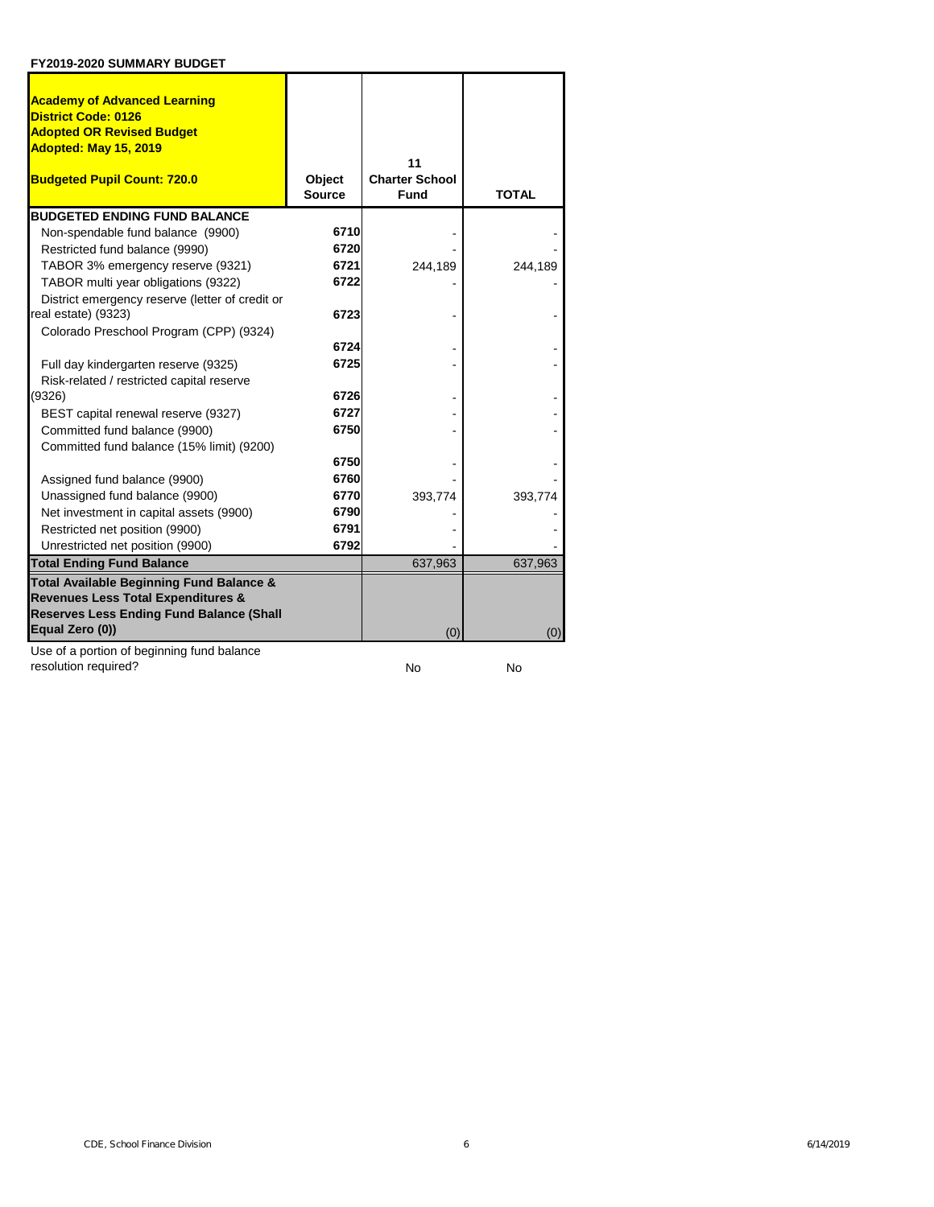**FY2019-2020 SUMMARY BUDGET**

| **Academy of Advanced Learning**<br>**District Code: 0126**<br>**Adopted OR Revised Budget**<br>**Adopted: May 15, 2019**<br><br>**Budgeted Pupil Count: 720.0** | **Object Source** | **11**<br>**Charter School Fund** | **TOTAL** |
|---|---|---|---|
| **BUDGETED ENDING FUND BALANCE** | | | |
| Non-spendable fund balance (9900) | **6710** | - | - |
| Restricted fund balance (9990) | **6720** | - | - |
| TABOR 3% emergency reserve (9321) | **6721** | 244,189 | 244,189 |
| TABOR multi year obligations (9322) | **6722** | - | - |
| District emergency reserve (letter of credit or real estate) (9323) | **6723** | - | - |
| Colorado Preschool Program (CPP) (9324) | **6724** | - | - |
| Full day kindergarten reserve (9325) | **6725** | - | - |
| Risk-related / restricted capital reserve (9326) | **6726** | - | - |
| BEST capital renewal reserve (9327) | **6727** | - | - |
| Committed fund balance (9900) | **6750** | - | - |
| Committed fund balance (15% limit) (9200) | **6750** | - | - |
| Assigned fund balance (9900) | **6760** | - | - |
| Unassigned fund balance (9900) | **6770** | 393,774 | 393,774 |
| Net investment in capital assets (9900) | **6790** | - | - |
| Restricted net position (9900) | **6791** | - | - |
| Unrestricted net position (9900) | **6792** | - | - |
| **Total Ending Fund Balance** | | 637,963 | 637,963 |
| **Total Available Beginning Fund Balance & Revenues Less Total Expenditures & Reserves Less Ending Fund Balance (Shall Equal Zero (0))** | | (0) | (0) |
| Use of a portion of beginning fund balance resolution required? | | No | No |

CDE, School Finance Division

6/14/2019